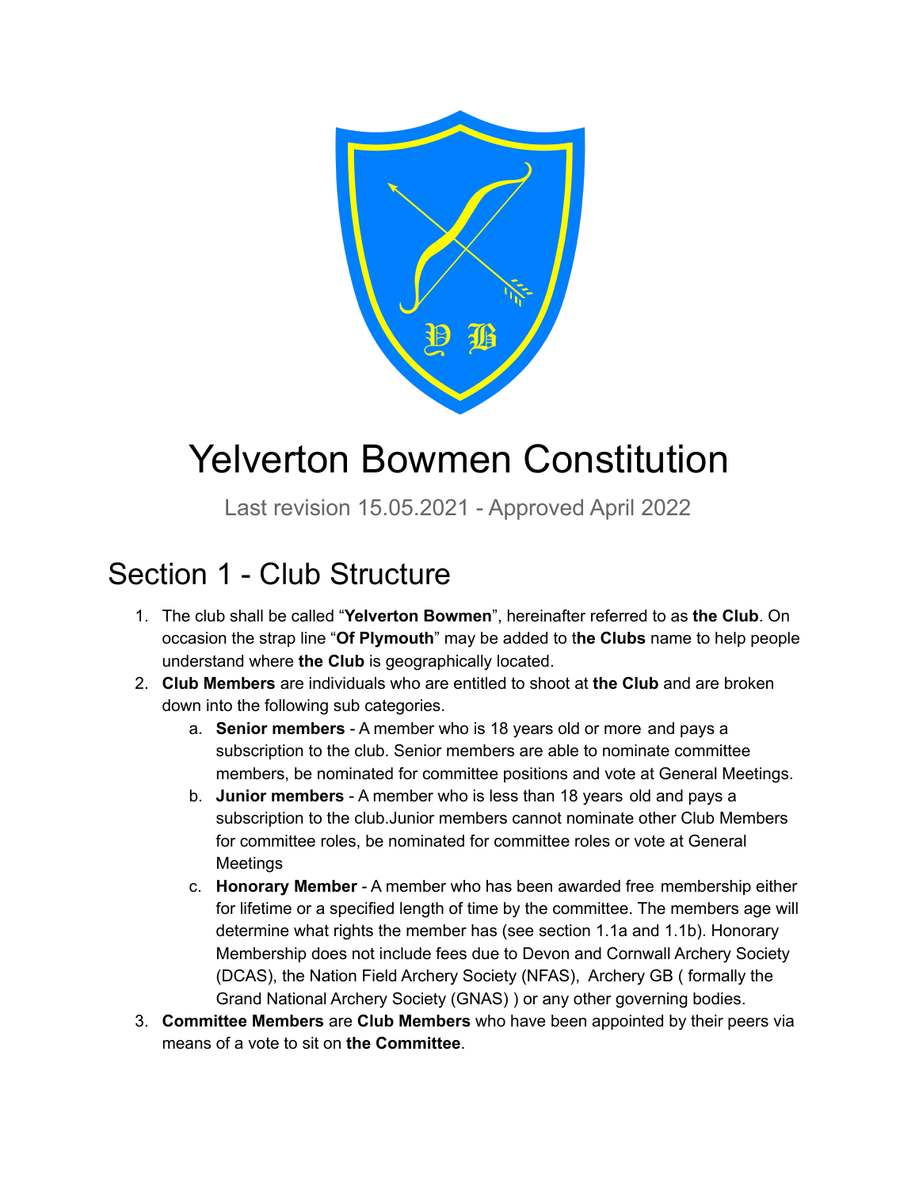# Yelverton Bowmen Constitution

Last revision 15.05.2021 - Approved April 2022

## Section 1 - Club Structure

1. The club shall be called "**Yelverton Bowmen**", hereinafter referred to as **the Club**. On occasion the strap line "**Of Plymouth**" may be added to t**he Clubs** name to help people understand where **the Club** is geographically located.
2. **Club Members** are individuals who are entitled to shoot at **the Club** and are broken down into the following sub categories.
   a. **Senior members** - A member who is 18 years old or more and pays a subscription to the club. Senior members are able to nominate committee members, be nominated for committee positions and vote at General Meetings.
   b. **Junior members** - A member who is less than 18 years old and pays a subscription to the club.Junior members cannot nominate other Club Members for committee roles, be nominated for committee roles or vote at General Meetings
   c. **Honorary Member** - A member who has been awarded free membership either for lifetime or a specified length of time by the committee. The members age will determine what rights the member has (see section 1.1a and 1.1b). Honorary Membership does not include fees due to Devon and Cornwall Archery Society (DCAS), the Nation Field Archery Society (NFAS), Archery GB ( formally the Grand National Archery Society (GNAS) ) or any other governing bodies.
3. **Committee Members** are **Club Members** who have been appointed by their peers via means of a vote to sit on **the Committee**.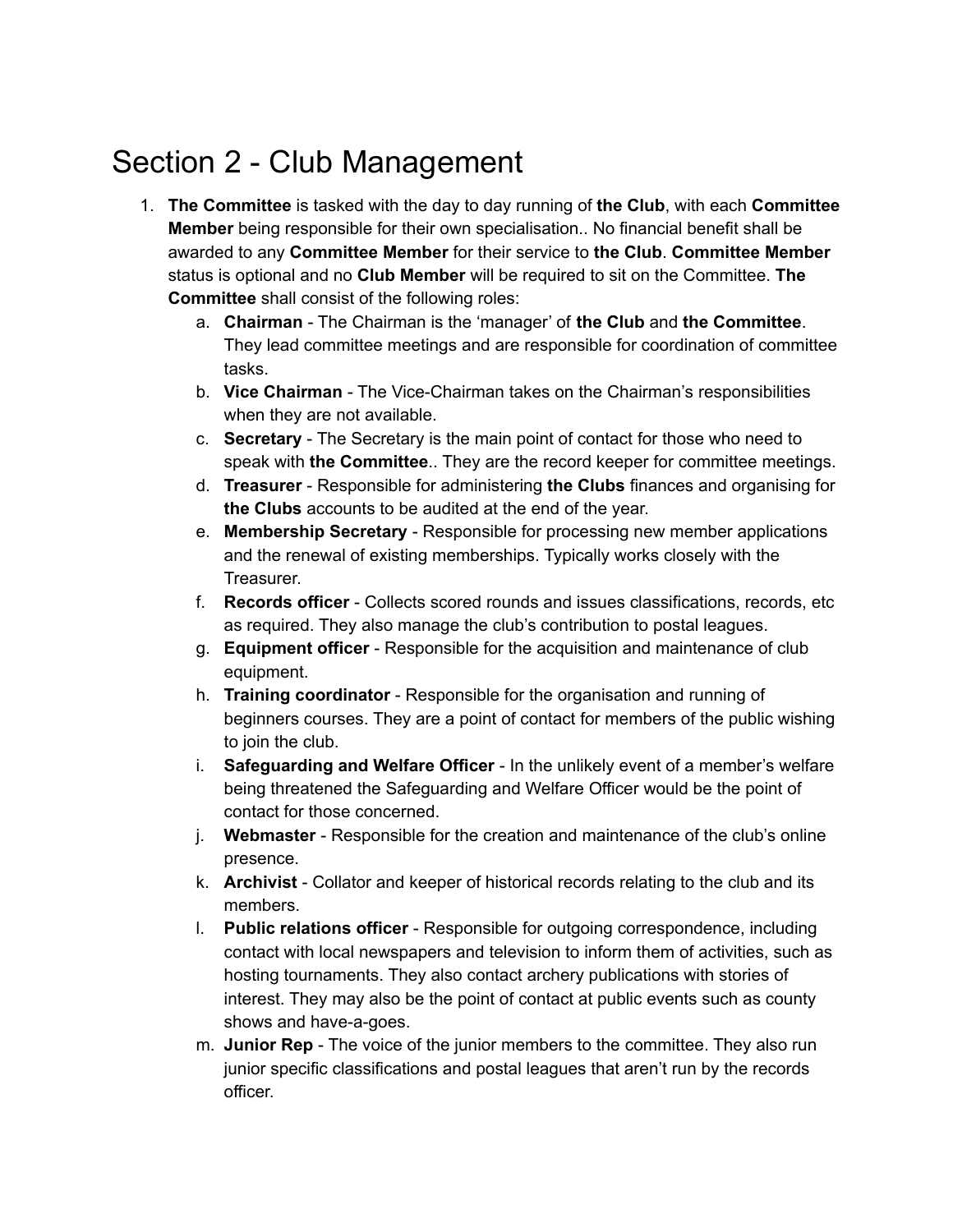# Section 2 - Club Management

1. **The Committee** is tasked with the day to day running of **the Club**, with each **Committee Member** being responsible for their own specialisation.. No financial benefit shall be awarded to any **Committee Member** for their service to **the Club**. **Committee Member** status is optional and no **Club Member** will be required to sit on the Committee. **The Committee** shall consist of the following roles:
    a. **Chairman** - The Chairman is the 'manager' of **the Club** and **the Committee**. They lead committee meetings and are responsible for coordination of committee tasks.
    b. **Vice Chairman** - The Vice-Chairman takes on the Chairman's responsibilities when they are not available.
    c. **Secretary** - The Secretary is the main point of contact for those who need to speak with **the Committee**.. They are the record keeper for committee meetings.
    d. **Treasurer** - Responsible for administering **the Clubs** finances and organising for **the Clubs** accounts to be audited at the end of the year.
    e. **Membership Secretary** - Responsible for processing new member applications and the renewal of existing memberships. Typically works closely with the Treasurer.
    f. **Records officer** - Collects scored rounds and issues classifications, records, etc as required. They also manage the club's contribution to postal leagues.
    g. **Equipment officer** - Responsible for the acquisition and maintenance of club equipment.
    h. **Training coordinator** - Responsible for the organisation and running of beginners courses. They are a point of contact for members of the public wishing to join the club.
    i. **Safeguarding and Welfare Officer** - In the unlikely event of a member's welfare being threatened the Safeguarding and Welfare Officer would be the point of contact for those concerned.
    j. **Webmaster** - Responsible for the creation and maintenance of the club's online presence.
    k. **Archivist** - Collator and keeper of historical records relating to the club and its members.
    l. **Public relations officer** - Responsible for outgoing correspondence, including contact with local newspapers and television to inform them of activities, such as hosting tournaments. They also contact archery publications with stories of interest. They may also be the point of contact at public events such as county shows and have-a-goes.
    m. **Junior Rep** - The voice of the junior members to the committee. They also run junior specific classifications and postal leagues that aren't run by the records officer.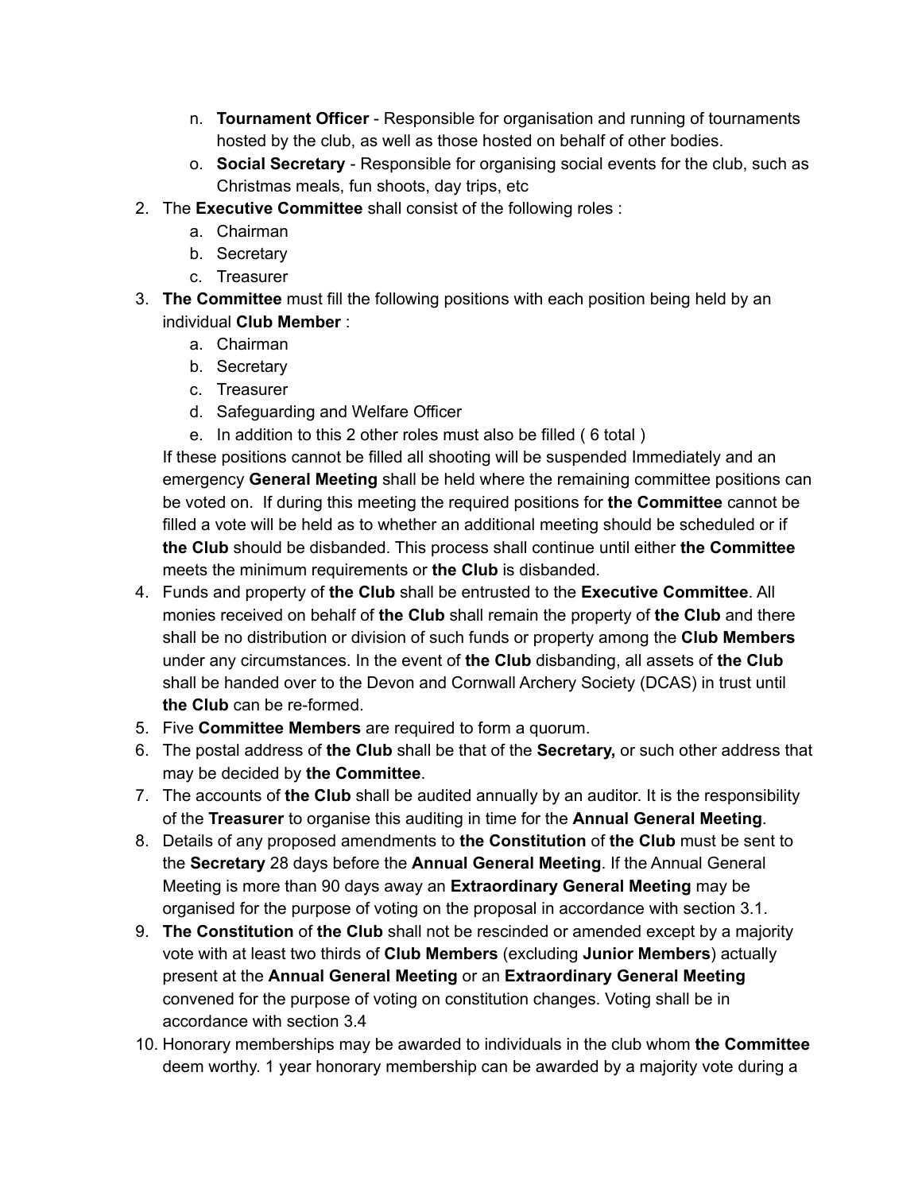n. **Tournament Officer** - Responsible for organisation and running of tournaments hosted by the club, as well as those hosted on behalf of other bodies.
    o. **Social Secretary** - Responsible for organising social events for the club, such as Christmas meals, fun shoots, day trips, etc

2. The **Executive Committee** shall consist of the following roles :
    a. Chairman
    b. Secretary
    c. Treasurer
3. **The Committee** must fill the following positions with each position being held by an individual **Club Member** :
    a. Chairman
    b. Secretary
    c. Treasurer
    d. Safeguarding and Welfare Officer
    e. In addition to this 2 other roles must also be filled ( 6 total )

    If these positions cannot be filled all shooting will be suspended Immediately and an emergency **General Meeting** shall be held where the remaining committee positions can be voted on. If during this meeting the required positions for **the Committee** cannot be filled a vote will be held as to whether an additional meeting should be scheduled or if **the Club** should be disbanded. This process shall continue until either **the Committee** meets the minimum requirements or **the Club** is disbanded.
4. Funds and property of **the Club** shall be entrusted to the **Executive Committee**. All monies received on behalf of **the Club** shall remain the property of **the Club** and there shall be no distribution or division of such funds or property among the **Club Members** under any circumstances. In the event of **the Club** disbanding, all assets of **the Club** shall be handed over to the Devon and Cornwall Archery Society (DCAS) in trust until **the Club** can be re-formed.
5. Five **Committee Members** are required to form a quorum.
6. The postal address of **the Club** shall be that of the **Secretary,** or such other address that may be decided by **the Committee**.
7. The accounts of **the Club** shall be audited annually by an auditor. It is the responsibility of the **Treasurer** to organise this auditing in time for the **Annual General Meeting**.
8. Details of any proposed amendments to **the Constitution** of **the Club** must be sent to the **Secretary** 28 days before the **Annual General Meeting**. If the Annual General Meeting is more than 90 days away an **Extraordinary General Meeting** may be organised for the purpose of voting on the proposal in accordance with section 3.1.
9. **The Constitution** of **the Club** shall not be rescinded or amended except by a majority vote with at least two thirds of **Club Members** (excluding **Junior Members**) actually present at the **Annual General Meeting** or an **Extraordinary General Meeting** convened for the purpose of voting on constitution changes. Voting shall be in accordance with section 3.4
10. Honorary memberships may be awarded to individuals in the club whom **the Committee** deem worthy. 1 year honorary membership can be awarded by a majority vote during a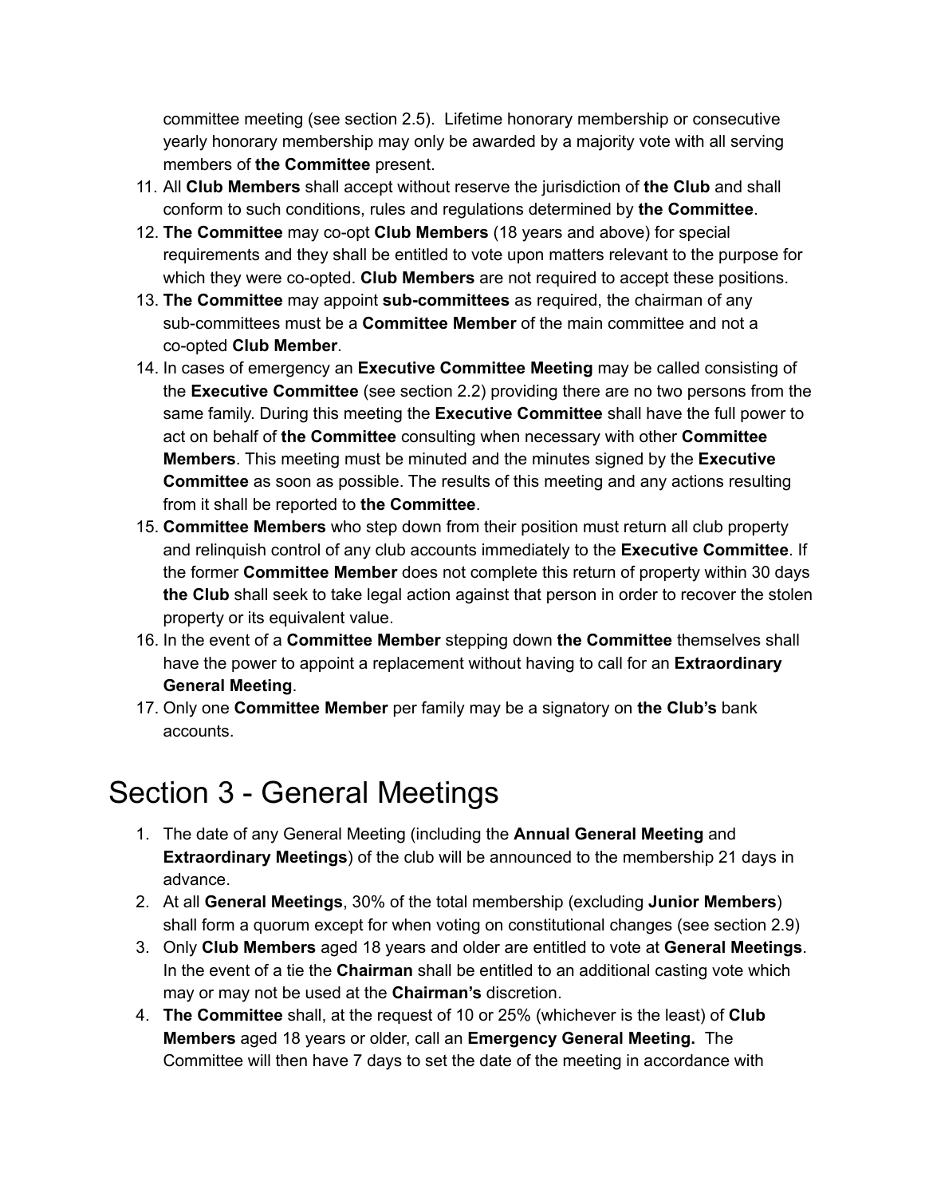committee meeting (see section 2.5). Lifetime honorary membership or consecutive yearly honorary membership may only be awarded by a majority vote with all serving members of **the Committee** present.

11. All **Club Members** shall accept without reserve the jurisdiction of **the Club** and shall conform to such conditions, rules and regulations determined by **the Committee**.
12. **The Committee** may co-opt **Club Members** (18 years and above) for special requirements and they shall be entitled to vote upon matters relevant to the purpose for which they were co-opted. **Club Members** are not required to accept these positions.
13. **The Committee** may appoint **sub-committees** as required, the chairman of any sub-committees must be a **Committee Member** of the main committee and not a co-opted **Club Member**.
14. In cases of emergency an **Executive Committee Meeting** may be called consisting of the **Executive Committee** (see section 2.2) providing there are no two persons from the same family. During this meeting the **Executive Committee** shall have the full power to act on behalf of **the Committee** consulting when necessary with other **Committee Members**. This meeting must be minuted and the minutes signed by the **Executive Committee** as soon as possible. The results of this meeting and any actions resulting from it shall be reported to **the Committee**.
15. **Committee Members** who step down from their position must return all club property and relinquish control of any club accounts immediately to the **Executive Committee**. If the former **Committee Member** does not complete this return of property within 30 days **the Club** shall seek to take legal action against that person in order to recover the stolen property or its equivalent value.
16. In the event of a **Committee Member** stepping down **the Committee** themselves shall have the power to appoint a replacement without having to call for an **Extraordinary General Meeting**.
17. Only one **Committee Member** per family may be a signatory on **the Club's** bank accounts.

# Section 3 - General Meetings

1. The date of any General Meeting (including the **Annual General Meeting** and **Extraordinary Meetings**) of the club will be announced to the membership 21 days in advance.
2. At all **General Meetings**, 30% of the total membership (excluding **Junior Members**) shall form a quorum except for when voting on constitutional changes (see section 2.9)
3. Only **Club Members** aged 18 years and older are entitled to vote at **General Meetings**. In the event of a tie the **Chairman** shall be entitled to an additional casting vote which may or may not be used at the **Chairman's** discretion.
4. **The Committee** shall, at the request of 10 or 25% (whichever is the least) of **Club Members** aged 18 years or older, call an **Emergency General Meeting.** The Committee will then have 7 days to set the date of the meeting in accordance with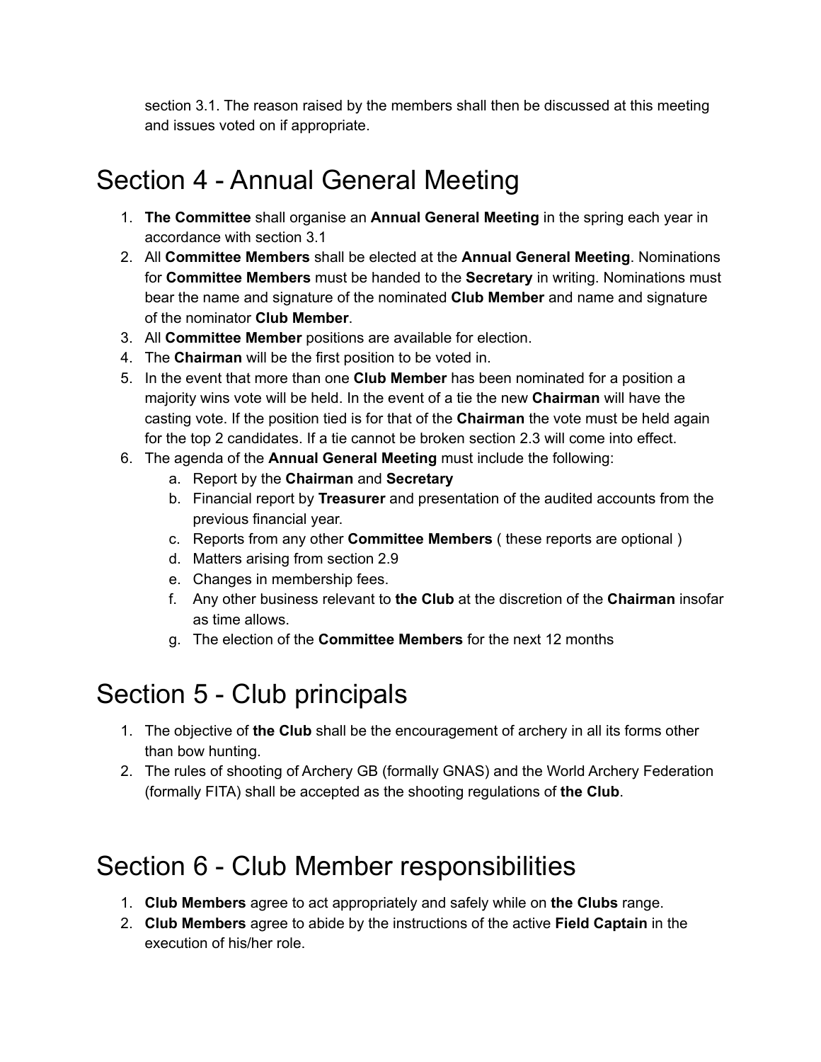section 3.1. The reason raised by the members shall then be discussed at this meeting and issues voted on if appropriate.

# Section 4 - Annual General Meeting

1. **The Committee** shall organise an **Annual General Meeting** in the spring each year in accordance with section 3.1
2. All **Committee Members** shall be elected at the **Annual General Meeting**. Nominations for **Committee Members** must be handed to the **Secretary** in writing. Nominations must bear the name and signature of the nominated **Club Member** and name and signature of the nominator **Club Member**.
3. All **Committee Member** positions are available for election.
4. The **Chairman** will be the first position to be voted in.
5. In the event that more than one **Club Member** has been nominated for a position a majority wins vote will be held. In the event of a tie the new **Chairman** will have the casting vote. If the position tied is for that of the **Chairman** the vote must be held again for the top 2 candidates. If a tie cannot be broken section 2.3 will come into effect.
6. The agenda of the **Annual General Meeting** must include the following:
   a. Report by the **Chairman** and **Secretary**
   b. Financial report by **Treasurer** and presentation of the audited accounts from the previous financial year.
   c. Reports from any other **Committee Members** ( these reports are optional )
   d. Matters arising from section 2.9
   e. Changes in membership fees.
   f. Any other business relevant to **the Club** at the discretion of the **Chairman** insofar as time allows.
   g. The election of the **Committee Members** for the next 12 months

# Section 5 - Club principals

1. The objective of **the Club** shall be the encouragement of archery in all its forms other than bow hunting.
2. The rules of shooting of Archery GB (formally GNAS) and the World Archery Federation (formally FITA) shall be accepted as the shooting regulations of **the Club**.

# Section 6 - Club Member responsibilities

1. **Club Members** agree to act appropriately and safely while on **the Clubs** range.
2. **Club Members** agree to abide by the instructions of the active **Field Captain** in the execution of his/her role.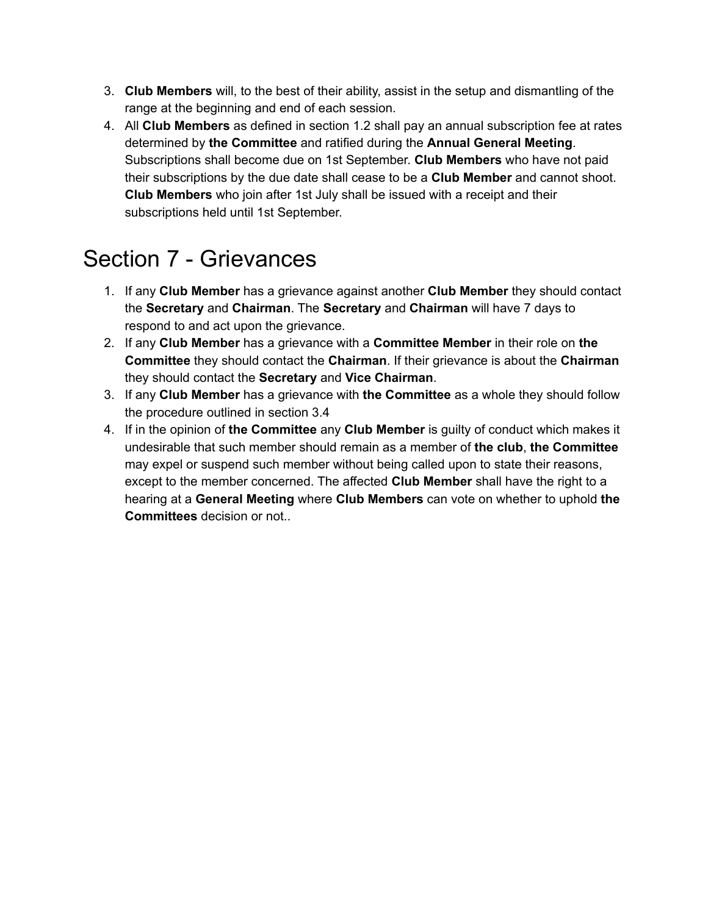3. **Club Members** will, to the best of their ability, assist in the setup and dismantling of the range at the beginning and end of each session.
4. All **Club Members** as defined in section 1.2 shall pay an annual subscription fee at rates determined by **the Committee** and ratified during the **Annual General Meeting**. Subscriptions shall become due on 1st September. **Club Members** who have not paid their subscriptions by the due date shall cease to be a **Club Member** and cannot shoot. **Club Members** who join after 1st July shall be issued with a receipt and their subscriptions held until 1st September.

# Section 7 - Grievances

1. If any **Club Member** has a grievance against another **Club Member** they should contact the **Secretary** and **Chairman**. The **Secretary** and **Chairman** will have 7 days to respond to and act upon the grievance.
2. If any **Club Member** has a grievance with a **Committee Member** in their role on **the Committee** they should contact the **Chairman**. If their grievance is about the **Chairman** they should contact the **Secretary** and **Vice Chairman**.
3. If any **Club Member** has a grievance with **the Committee** as a whole they should follow the procedure outlined in section 3.4
4. If in the opinion of **the Committee** any **Club Member** is guilty of conduct which makes it undesirable that such member should remain as a member of **the club**, **the Committee** may expel or suspend such member without being called upon to state their reasons, except to the member concerned. The affected **Club Member** shall have the right to a hearing at a **General Meeting** where **Club Members** can vote on whether to uphold **the Committees** decision or not..